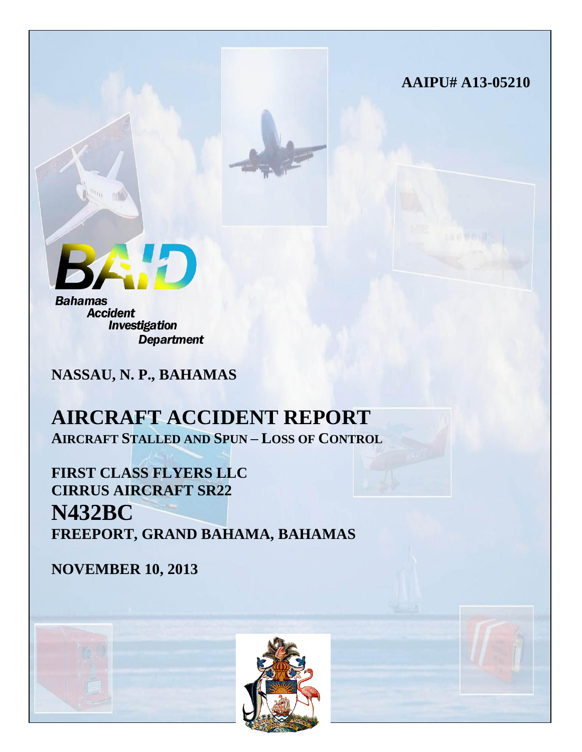**AAIPU# A13-05210**

**BAID**

*Bahamas Accident Investigation Department*

**NASSAU, N. P., BAHAMAS**

# AIRCRAFT ACCIDENT REPORT

**AIRCRAFT STALLED AND SPUN – LOSS OF CONTROL**

**FIRST CLASS FLYERS LLC**
**CIRRUS AIRCRAFT SR22**

## N432BC

**FREEPORT, GRAND BAHAMA, BAHAMAS**

**NOVEMBER 10, 2013**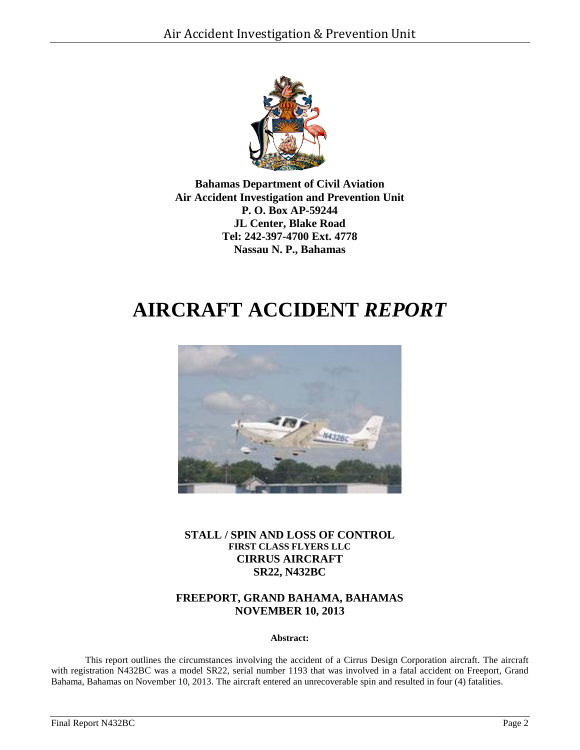**Bahamas Department of Civil Aviation**
**Air Accident Investigation and Prevention Unit**
**P. O. Box AP-59244**
**JL Center, Blake Road**
**Tel: 242-397-4700 Ext. 4778**
**Nassau N. P., Bahamas**

# AIRCRAFT ACCIDENT *REPORT*

**STALL / SPIN AND LOSS OF CONTROL**
**FIRST CLASS FLYERS LLC**
**CIRRUS AIRCRAFT**
**SR22, N432BC**

**FREEPORT, GRAND BAHAMA, BAHAMAS**
**NOVEMBER 10, 2013**

**Abstract:**

This report outlines the circumstances involving the accident of a Cirrus Design Corporation aircraft. The aircraft with registration N432BC was a model SR22, serial number 1193 that was involved in a fatal accident on Freeport, Grand Bahama, Bahamas on November 10, 2013. The aircraft entered an unrecoverable spin and resulted in four (4) fatalities.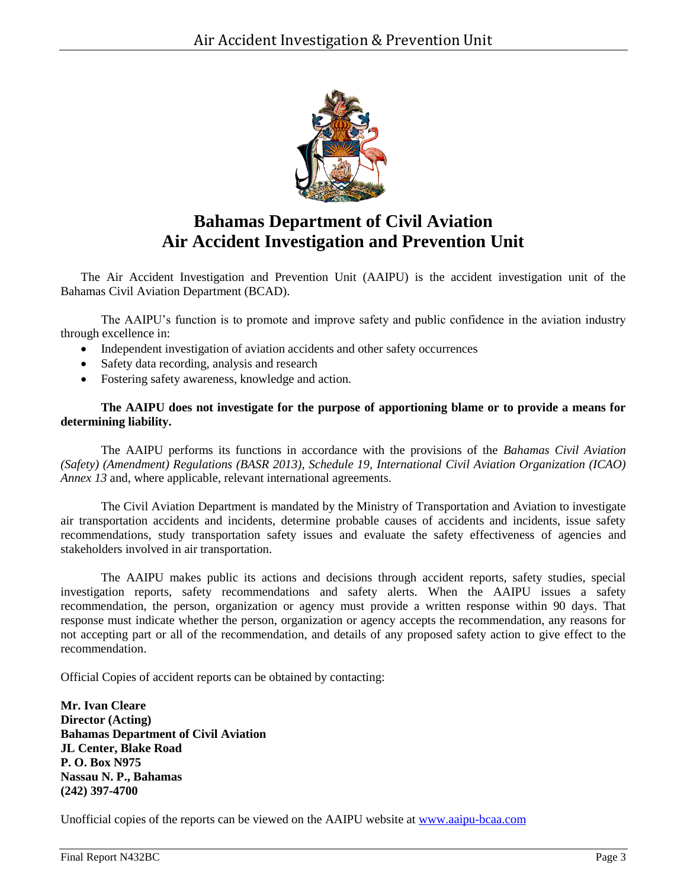# Bahamas Department of Civil Aviation
# Air Accident Investigation and Prevention Unit

The Air Accident Investigation and Prevention Unit (AAIPU) is the accident investigation unit of the Bahamas Civil Aviation Department (BCAD).

The AAIPU's function is to promote and improve safety and public confidence in the aviation industry through excellence in:

- Independent investigation of aviation accidents and other safety occurrences
- Safety data recording, analysis and research
- Fostering safety awareness, knowledge and action.

**The AAIPU does not investigate for the purpose of apportioning blame or to provide a means for determining liability.**

The AAIPU performs its functions in accordance with the provisions of the *Bahamas Civil Aviation (Safety) (Amendment) Regulations (BASR 2013), Schedule 19, International Civil Aviation Organization (ICAO) Annex 13* and, where applicable, relevant international agreements.

The Civil Aviation Department is mandated by the Ministry of Transportation and Aviation to investigate air transportation accidents and incidents, determine probable causes of accidents and incidents, issue safety recommendations, study transportation safety issues and evaluate the safety effectiveness of agencies and stakeholders involved in air transportation.

The AAIPU makes public its actions and decisions through accident reports, safety studies, special investigation reports, safety recommendations and safety alerts. When the AAIPU issues a safety recommendation, the person, organization or agency must provide a written response within 90 days. That response must indicate whether the person, organization or agency accepts the recommendation, any reasons for not accepting part or all of the recommendation, and details of any proposed safety action to give effect to the recommendation.

Official Copies of accident reports can be obtained by contacting:

**Mr. Ivan Cleare**
**Director (Acting)**
**Bahamas Department of Civil Aviation**
**JL Center, Blake Road**
**P. O. Box N975**
**Nassau N. P., Bahamas**
**(242) 397-4700**

Unofficial copies of the reports can be viewed on the AAIPU website at [www.aaipu-bcaa.com](www.aaipu-bcaa.com)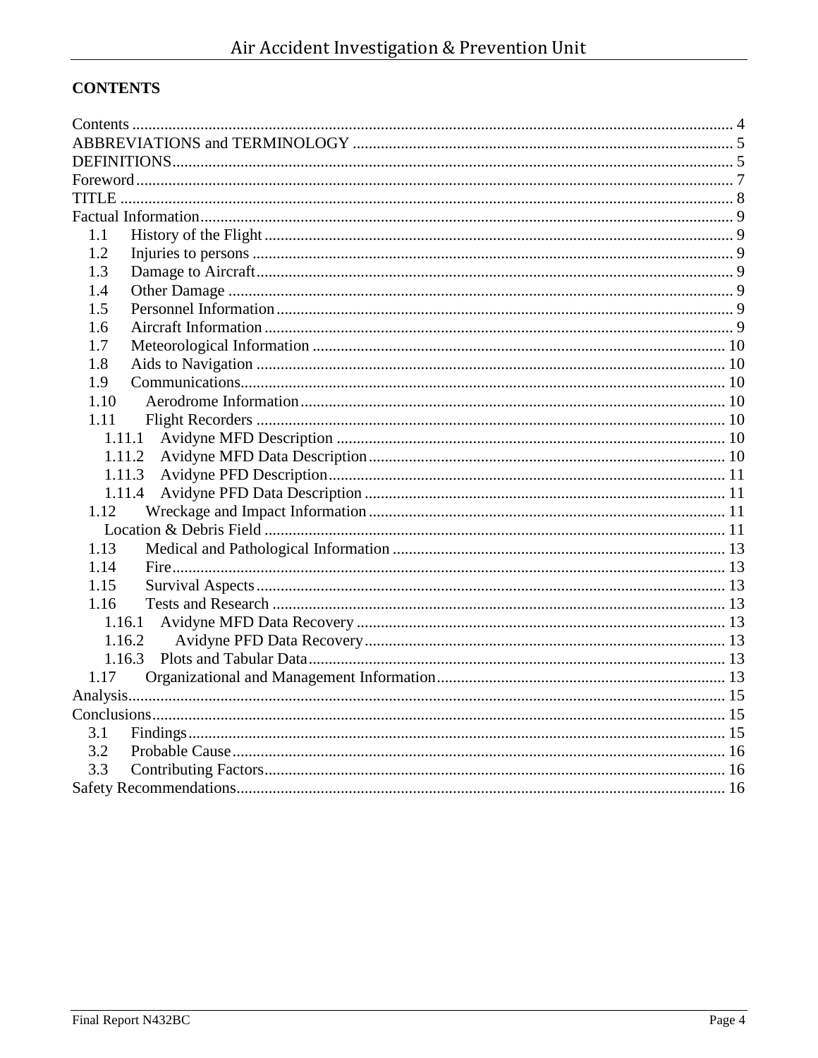## CONTENTS

Contents ..................................................................................................................................... 4
ABBREVIATIONS and TERMINOLOGY .............................................................................. 5
DEFINITIONS............................................................................................................................ 5
Foreword.................................................................................................................................... 7
TITLE ........................................................................................................................................ 8
Factual Information.................................................................................................................... 9
  1.1 History of the Flight ..................................................................................................... 9
  1.2 Injuries to persons ........................................................................................................ 9
  1.3 Damage to Aircraft....................................................................................................... 9
  1.4 Other Damage .............................................................................................................. 9
  1.5 Personnel Information .................................................................................................. 9
  1.6 Aircraft Information ..................................................................................................... 9
  1.7 Meteorological Information ....................................................................................... 10
  1.8 Aids to Navigation ..................................................................................................... 10
  1.9 Communications......................................................................................................... 10
  1.10 Aerodrome Information .......................................................................................... 10
  1.11 Flight Recorders ..................................................................................................... 10
    1.11.1 Avidyne MFD Description ................................................................................. 10
    1.11.2 Avidyne MFD Data Description ......................................................................... 10
    1.11.3 Avidyne PFD Description................................................................................... 11
    1.11.4 Avidyne PFD Data Description .......................................................................... 11
  1.12 Wreckage and Impact Information ......................................................................... 11
    Location & Debris Field ................................................................................................... 11
  1.13 Medical and Pathological Information ................................................................... 13
  1.14 Fire.......................................................................................................................... 13
  1.15 Survival Aspects ..................................................................................................... 13
  1.16 Tests and Research ................................................................................................. 13
    1.16.1 Avidyne MFD Data Recovery ............................................................................ 13
    1.16.2 Avidyne PFD Data Recovery.......................................................................... 13
    1.16.3 Plots and Tabular Data........................................................................................ 13
  1.17 Organizational and Management Information........................................................ 13
Analysis.................................................................................................................................... 15
Conclusions.............................................................................................................................. 15
  3.1 Findings ..................................................................................................................... 15
  3.2 Probable Cause........................................................................................................... 16
  3.3 Contributing Factors................................................................................................... 16
Safety Recommendations......................................................................................................... 16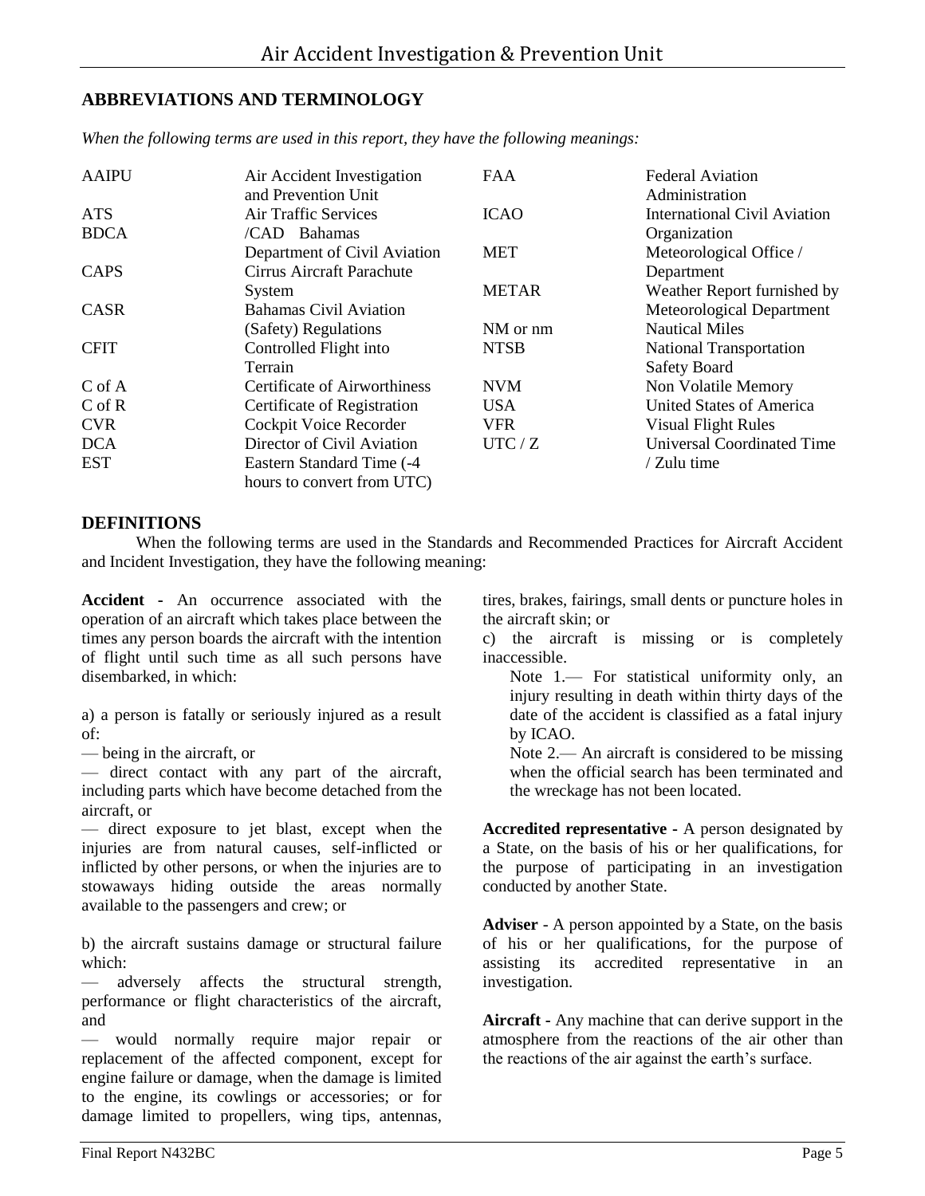## ABBREVIATIONS AND TERMINOLOGY

*When the following terms are used in this report, they have the following meanings:*

| | | | |
|---|---|---|---|
| AAIPU | Air Accident Investigation and Prevention Unit | FAA | Federal Aviation Administration |
| ATS | Air Traffic Services | ICAO | International Civil Aviation Organization |
| BDCA | /CAD Bahamas Department of Civil Aviation | MET | Meteorological Office / Department |
| CAPS | Cirrus Aircraft Parachute System | METAR | Weather Report furnished by Meteorological Department |
| CASR | Bahamas Civil Aviation (Safety) Regulations | NM or nm | Nautical Miles |
| CFIT | Controlled Flight into Terrain | NTSB | National Transportation Safety Board |
| C of A | Certificate of Airworthiness | NVM | Non Volatile Memory |
| C of R | Certificate of Registration | USA | United States of America |
| CVR | Cockpit Voice Recorder | VFR | Visual Flight Rules |
| DCA | Director of Civil Aviation | UTC / Z | Universal Coordinated Time / Zulu time |
| EST | Eastern Standard Time (-4 hours to convert from UTC) | | |

## DEFINITIONS

When the following terms are used in the Standards and Recommended Practices for Aircraft Accident and Incident Investigation, they have the following meaning:

**Accident -** An occurrence associated with the operation of an aircraft which takes place between the times any person boards the aircraft with the intention of flight until such time as all such persons have disembarked, in which:

a) a person is fatally or seriously injured as a result of:

— being in the aircraft, or

— direct contact with any part of the aircraft, including parts which have become detached from the aircraft, or

— direct exposure to jet blast, except when the injuries are from natural causes, self-inflicted or inflicted by other persons, or when the injuries are to stowaways hiding outside the areas normally available to the passengers and crew; or

b) the aircraft sustains damage or structural failure which:

— adversely affects the structural strength, performance or flight characteristics of the aircraft, and

— would normally require major repair or replacement of the affected component, except for engine failure or damage, when the damage is limited to the engine, its cowlings or accessories; or for damage limited to propellers, wing tips, antennas, tires, brakes, fairings, small dents or puncture holes in the aircraft skin; or

c) the aircraft is missing or is completely inaccessible.

Note 1.— For statistical uniformity only, an injury resulting in death within thirty days of the date of the accident is classified as a fatal injury by ICAO.

Note 2.— An aircraft is considered to be missing when the official search has been terminated and the wreckage has not been located.

**Accredited representative -** A person designated by a State, on the basis of his or her qualifications, for the purpose of participating in an investigation conducted by another State.

**Adviser** - A person appointed by a State, on the basis of his or her qualifications, for the purpose of assisting its accredited representative in an investigation.

**Aircraft -** Any machine that can derive support in the atmosphere from the reactions of the air other than the reactions of the air against the earth's surface.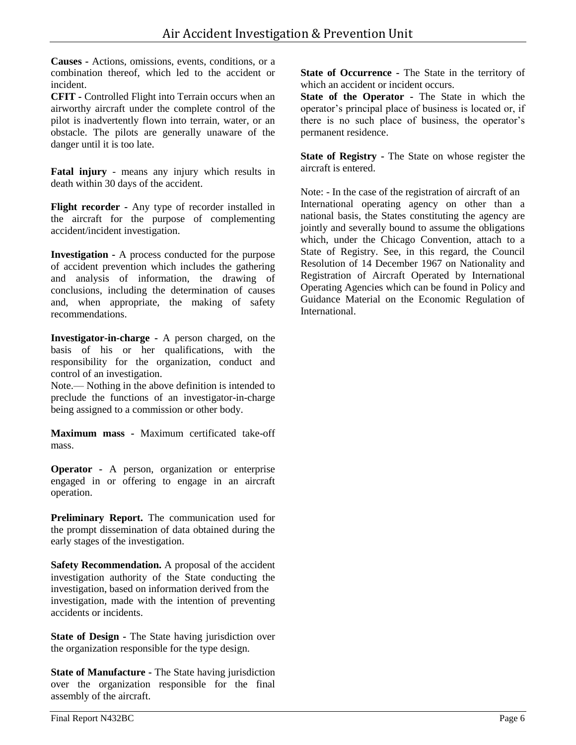**Causes -** Actions, omissions, events, conditions, or a combination thereof, which led to the accident or incident.

**CFIT -** Controlled Flight into Terrain occurs when an airworthy aircraft under the complete control of the pilot is inadvertently flown into terrain, water, or an obstacle. The pilots are generally unaware of the danger until it is too late.

**Fatal injury** - means any injury which results in death within 30 days of the accident.

**Flight recorder -** Any type of recorder installed in the aircraft for the purpose of complementing accident/incident investigation.

**Investigation -** A process conducted for the purpose of accident prevention which includes the gathering and analysis of information, the drawing of conclusions, including the determination of causes and, when appropriate, the making of safety recommendations.

**Investigator-in-charge -** A person charged, on the basis of his or her qualifications, with the responsibility for the organization, conduct and control of an investigation.

Note.— Nothing in the above definition is intended to preclude the functions of an investigator-in-charge being assigned to a commission or other body.

**Maximum mass -** Maximum certificated take-off mass.

**Operator -** A person, organization or enterprise engaged in or offering to engage in an aircraft operation.

**Preliminary Report.** The communication used for the prompt dissemination of data obtained during the early stages of the investigation.

**Safety Recommendation.** A proposal of the accident investigation authority of the State conducting the investigation, based on information derived from the investigation, made with the intention of preventing accidents or incidents.

**State of Design -** The State having jurisdiction over the organization responsible for the type design.

**State of Manufacture -** The State having jurisdiction over the organization responsible for the final assembly of the aircraft.

**State of Occurrence -** The State in the territory of which an accident or incident occurs.

**State of the Operator -** The State in which the operator's principal place of business is located or, if there is no such place of business, the operator's permanent residence.

**State of Registry -** The State on whose register the aircraft is entered.

Note: - In the case of the registration of aircraft of an International operating agency on other than a national basis, the States constituting the agency are jointly and severally bound to assume the obligations which, under the Chicago Convention, attach to a State of Registry. See, in this regard, the Council Resolution of 14 December 1967 on Nationality and Registration of Aircraft Operated by International Operating Agencies which can be found in Policy and Guidance Material on the Economic Regulation of International.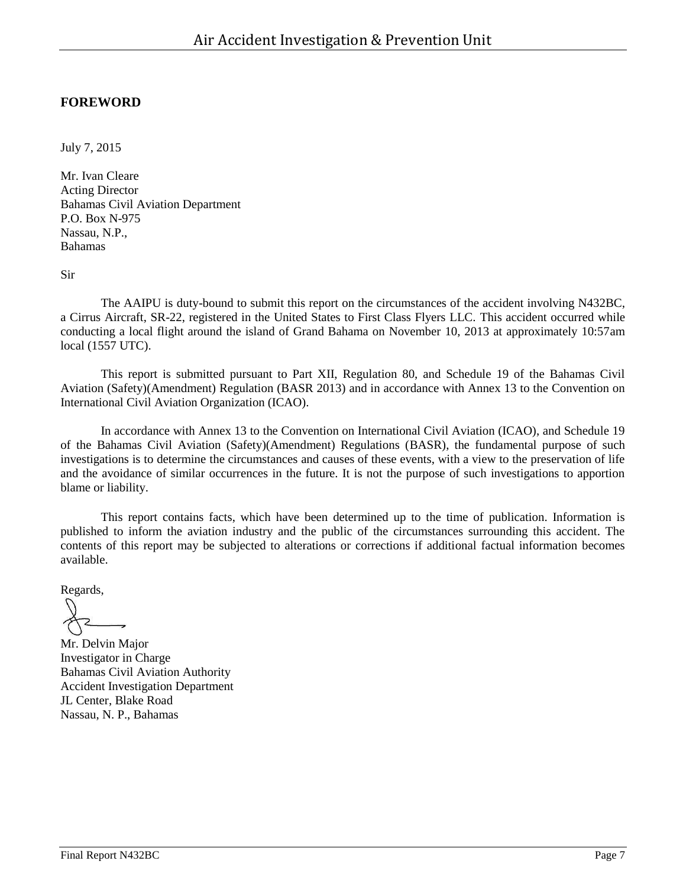## FOREWORD

July 7, 2015

Mr. Ivan Cleare
Acting Director
Bahamas Civil Aviation Department
P.O. Box N-975
Nassau, N.P.,
Bahamas

Sir

The AAIPU is duty-bound to submit this report on the circumstances of the accident involving N432BC, a Cirrus Aircraft, SR-22, registered in the United States to First Class Flyers LLC. This accident occurred while conducting a local flight around the island of Grand Bahama on November 10, 2013 at approximately 10:57am local (1557 UTC).

This report is submitted pursuant to Part XII, Regulation 80, and Schedule 19 of the Bahamas Civil Aviation (Safety)(Amendment) Regulation (BASR 2013) and in accordance with Annex 13 to the Convention on International Civil Aviation Organization (ICAO).

In accordance with Annex 13 to the Convention on International Civil Aviation (ICAO), and Schedule 19 of the Bahamas Civil Aviation (Safety)(Amendment) Regulations (BASR), the fundamental purpose of such investigations is to determine the circumstances and causes of these events, with a view to the preservation of life and the avoidance of similar occurrences in the future. It is not the purpose of such investigations to apportion blame or liability.

This report contains facts, which have been determined up to the time of publication. Information is published to inform the aviation industry and the public of the circumstances surrounding this accident. The contents of this report may be subjected to alterations or corrections if additional factual information becomes available.

Regards,

Mr. Delvin Major
Investigator in Charge
Bahamas Civil Aviation Authority
Accident Investigation Department
JL Center, Blake Road
Nassau, N. P., Bahamas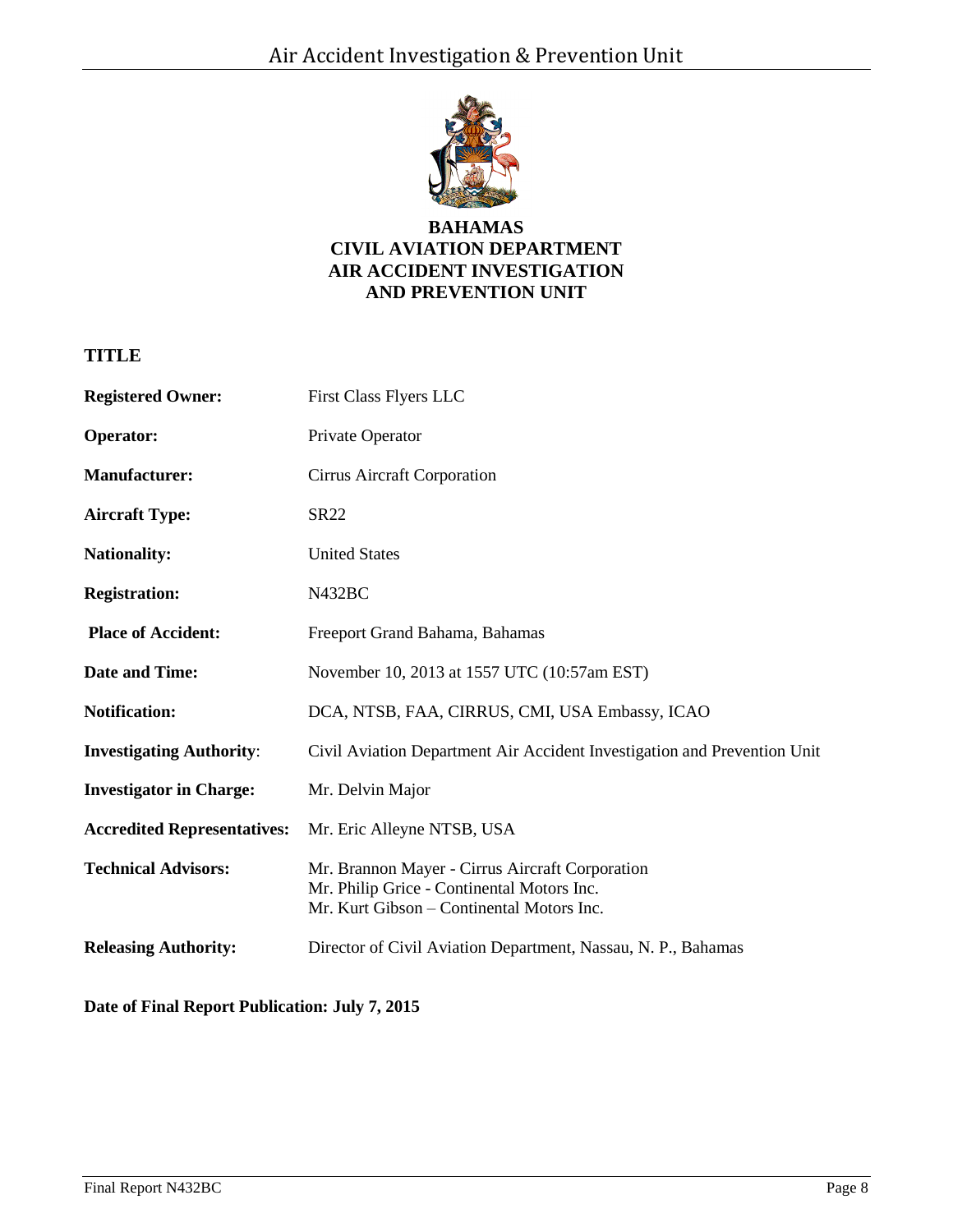**BAHAMAS**
**CIVIL AVIATION DEPARTMENT**
**AIR ACCIDENT INVESTIGATION**
**AND PREVENTION UNIT**

## TITLE

| | |
|---|---|
| **Registered Owner:** | First Class Flyers LLC |
| **Operator:** | Private Operator |
| **Manufacturer:** | Cirrus Aircraft Corporation |
| **Aircraft Type:** | SR22 |
| **Nationality:** | United States |
| **Registration:** | N432BC |
| **Place of Accident:** | Freeport Grand Bahama, Bahamas |
| **Date and Time:** | November 10, 2013 at 1557 UTC (10:57am EST) |
| **Notification:** | DCA, NTSB, FAA, CIRRUS, CMI, USA Embassy, ICAO |
| **Investigating Authority:** | Civil Aviation Department Air Accident Investigation and Prevention Unit |
| **Investigator in Charge:** | Mr. Delvin Major |
| **Accredited Representatives:** | Mr. Eric Alleyne NTSB, USA |
| **Technical Advisors:** | Mr. Brannon Mayer - Cirrus Aircraft Corporation<br>Mr. Philip Grice - Continental Motors Inc.<br>Mr. Kurt Gibson – Continental Motors Inc. |
| **Releasing Authority:** | Director of Civil Aviation Department, Nassau, N. P., Bahamas |

**Date of Final Report Publication: July 7, 2015**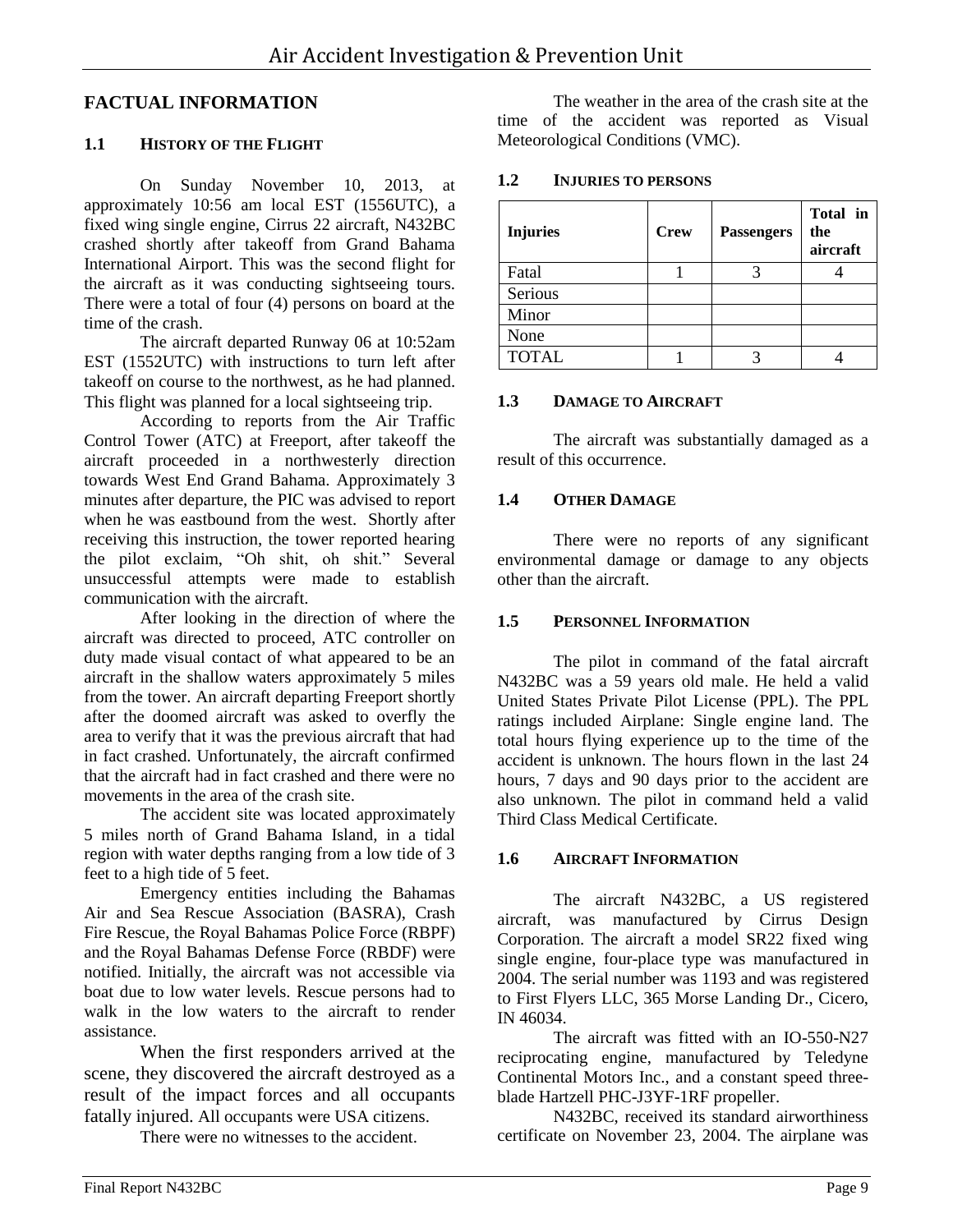## FACTUAL INFORMATION

### 1.1 HISTORY OF THE FLIGHT

On Sunday November 10, 2013, at approximately 10:56 am local EST (1556UTC), a fixed wing single engine, Cirrus 22 aircraft, N432BC crashed shortly after takeoff from Grand Bahama International Airport. This was the second flight for the aircraft as it was conducting sightseeing tours. There were a total of four (4) persons on board at the time of the crash.

The aircraft departed Runway 06 at 10:52am EST (1552UTC) with instructions to turn left after takeoff on course to the northwest, as he had planned. This flight was planned for a local sightseeing trip.

According to reports from the Air Traffic Control Tower (ATC) at Freeport, after takeoff the aircraft proceeded in a northwesterly direction towards West End Grand Bahama. Approximately 3 minutes after departure, the PIC was advised to report when he was eastbound from the west. Shortly after receiving this instruction, the tower reported hearing the pilot exclaim, "Oh shit, oh shit." Several unsuccessful attempts were made to establish communication with the aircraft.

After looking in the direction of where the aircraft was directed to proceed, ATC controller on duty made visual contact of what appeared to be an aircraft in the shallow waters approximately 5 miles from the tower. An aircraft departing Freeport shortly after the doomed aircraft was asked to overfly the area to verify that it was the previous aircraft that had in fact crashed. Unfortunately, the aircraft confirmed that the aircraft had in fact crashed and there were no movements in the area of the crash site.

The accident site was located approximately 5 miles north of Grand Bahama Island, in a tidal region with water depths ranging from a low tide of 3 feet to a high tide of 5 feet.

Emergency entities including the Bahamas Air and Sea Rescue Association (BASRA), Crash Fire Rescue, the Royal Bahamas Police Force (RBPF) and the Royal Bahamas Defense Force (RBDF) were notified. Initially, the aircraft was not accessible via boat due to low water levels. Rescue persons had to walk in the low waters to the aircraft to render assistance.

When the first responders arrived at the scene, they discovered the aircraft destroyed as a result of the impact forces and all occupants fatally injured. All occupants were USA citizens.

There were no witnesses to the accident.

The weather in the area of the crash site at the time of the accident was reported as Visual Meteorological Conditions (VMC).

### 1.2 INJURIES TO PERSONS

| Injuries | Crew | Passengers | Total in the aircraft |
|---|---|---|---|
| Fatal | 1 | 3 | 4 |
| Serious | | | |
| Minor | | | |
| None | | | |
| TOTAL | 1 | 3 | 4 |

### 1.3 DAMAGE TO AIRCRAFT

The aircraft was substantially damaged as a result of this occurrence.

### 1.4 OTHER DAMAGE

There were no reports of any significant environmental damage or damage to any objects other than the aircraft.

### 1.5 PERSONNEL INFORMATION

The pilot in command of the fatal aircraft N432BC was a 59 years old male. He held a valid United States Private Pilot License (PPL). The PPL ratings included Airplane: Single engine land. The total hours flying experience up to the time of the accident is unknown. The hours flown in the last 24 hours, 7 days and 90 days prior to the accident are also unknown. The pilot in command held a valid Third Class Medical Certificate.

### 1.6 AIRCRAFT INFORMATION

The aircraft N432BC, a US registered aircraft, was manufactured by Cirrus Design Corporation. The aircraft a model SR22 fixed wing single engine, four-place type was manufactured in 2004. The serial number was 1193 and was registered to First Flyers LLC, 365 Morse Landing Dr., Cicero, IN 46034.

The aircraft was fitted with an IO-550-N27 reciprocating engine, manufactured by Teledyne Continental Motors Inc., and a constant speed three-blade Hartzell PHC-J3YF-1RF propeller.

N432BC, received its standard airworthiness certificate on November 23, 2004. The airplane was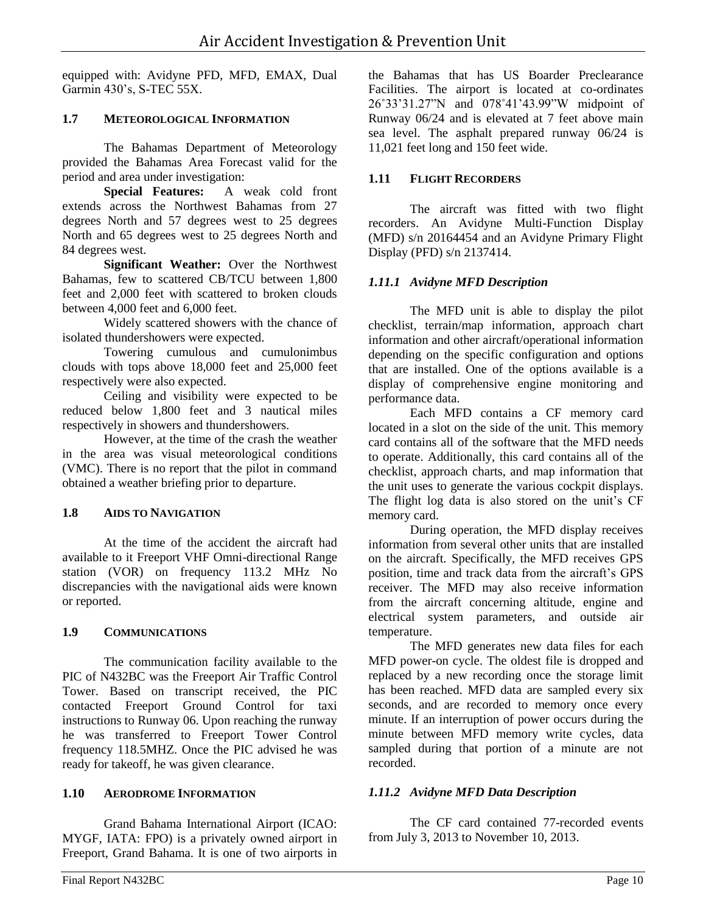equipped with: Avidyne PFD, MFD, EMAX, Dual Garmin 430's, S-TEC 55X.

## 1.7 METEOROLOGICAL INFORMATION

The Bahamas Department of Meteorology provided the Bahamas Area Forecast valid for the period and area under investigation:

**Special Features:** A weak cold front extends across the Northwest Bahamas from 27 degrees North and 57 degrees west to 25 degrees North and 65 degrees west to 25 degrees North and 84 degrees west.

**Significant Weather:** Over the Northwest Bahamas, few to scattered CB/TCU between 1,800 feet and 2,000 feet with scattered to broken clouds between 4,000 feet and 6,000 feet.

Widely scattered showers with the chance of isolated thundershowers were expected.

Towering cumulous and cumulonimbus clouds with tops above 18,000 feet and 25,000 feet respectively were also expected.

Ceiling and visibility were expected to be reduced below 1,800 feet and 3 nautical miles respectively in showers and thundershowers.

However, at the time of the crash the weather in the area was visual meteorological conditions (VMC). There is no report that the pilot in command obtained a weather briefing prior to departure.

## 1.8 AIDS TO NAVIGATION

At the time of the accident the aircraft had available to it Freeport VHF Omni-directional Range station (VOR) on frequency 113.2 MHz No discrepancies with the navigational aids were known or reported.

## 1.9 COMMUNICATIONS

The communication facility available to the PIC of N432BC was the Freeport Air Traffic Control Tower. Based on transcript received, the PIC contacted Freeport Ground Control for taxi instructions to Runway 06. Upon reaching the runway he was transferred to Freeport Tower Control frequency 118.5MHZ. Once the PIC advised he was ready for takeoff, he was given clearance.

## 1.10 AERODROME INFORMATION

Grand Bahama International Airport (ICAO: MYGF, IATA: FPO) is a privately owned airport in Freeport, Grand Bahama. It is one of two airports in the Bahamas that has US Boarder Preclearance Facilities. The airport is located at co-ordinates 26˚33'31.27"N and 078˚41'43.99"W midpoint of Runway 06/24 and is elevated at 7 feet above main sea level. The asphalt prepared runway 06/24 is 11,021 feet long and 150 feet wide.

## 1.11 FLIGHT RECORDERS

The aircraft was fitted with two flight recorders. An Avidyne Multi-Function Display (MFD) s/n 20164454 and an Avidyne Primary Flight Display (PFD) s/n 2137414.

### *1.11.1 Avidyne MFD Description*

The MFD unit is able to display the pilot checklist, terrain/map information, approach chart information and other aircraft/operational information depending on the specific configuration and options that are installed. One of the options available is a display of comprehensive engine monitoring and performance data.

Each MFD contains a CF memory card located in a slot on the side of the unit. This memory card contains all of the software that the MFD needs to operate. Additionally, this card contains all of the checklist, approach charts, and map information that the unit uses to generate the various cockpit displays. The flight log data is also stored on the unit's CF memory card.

During operation, the MFD display receives information from several other units that are installed on the aircraft. Specifically, the MFD receives GPS position, time and track data from the aircraft's GPS receiver. The MFD may also receive information from the aircraft concerning altitude, engine and electrical system parameters, and outside air temperature.

The MFD generates new data files for each MFD power-on cycle. The oldest file is dropped and replaced by a new recording once the storage limit has been reached. MFD data are sampled every six seconds, and are recorded to memory once every minute. If an interruption of power occurs during the minute between MFD memory write cycles, data sampled during that portion of a minute are not recorded.

### *1.11.2 Avidyne MFD Data Description*

The CF card contained 77-recorded events from July 3, 2013 to November 10, 2013.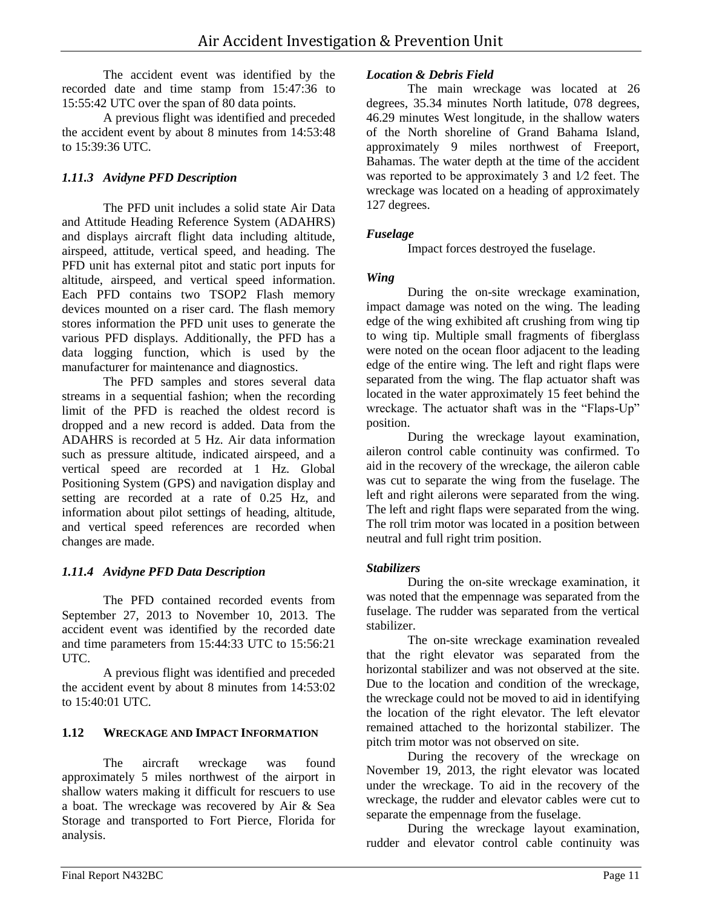The accident event was identified by the recorded date and time stamp from 15:47:36 to 15:55:42 UTC over the span of 80 data points.

A previous flight was identified and preceded the accident event by about 8 minutes from 14:53:48 to 15:39:36 UTC.

### *1.11.3 Avidyne PFD Description*

The PFD unit includes a solid state Air Data and Attitude Heading Reference System (ADAHRS) and displays aircraft flight data including altitude, airspeed, attitude, vertical speed, and heading. The PFD unit has external pitot and static port inputs for altitude, airspeed, and vertical speed information. Each PFD contains two TSOP2 Flash memory devices mounted on a riser card. The flash memory stores information the PFD unit uses to generate the various PFD displays. Additionally, the PFD has a data logging function, which is used by the manufacturer for maintenance and diagnostics.

The PFD samples and stores several data streams in a sequential fashion; when the recording limit of the PFD is reached the oldest record is dropped and a new record is added. Data from the ADAHRS is recorded at 5 Hz. Air data information such as pressure altitude, indicated airspeed, and a vertical speed are recorded at 1 Hz. Global Positioning System (GPS) and navigation display and setting are recorded at a rate of 0.25 Hz, and information about pilot settings of heading, altitude, and vertical speed references are recorded when changes are made.

### *1.11.4 Avidyne PFD Data Description*

The PFD contained recorded events from September 27, 2013 to November 10, 2013. The accident event was identified by the recorded date and time parameters from 15:44:33 UTC to 15:56:21 UTC.

A previous flight was identified and preceded the accident event by about 8 minutes from 14:53:02 to 15:40:01 UTC.

## 1.12 WRECKAGE AND IMPACT INFORMATION

The aircraft wreckage was found approximately 5 miles northwest of the airport in shallow waters making it difficult for rescuers to use a boat. The wreckage was recovered by Air & Sea Storage and transported to Fort Pierce, Florida for analysis.

***Location & Debris Field***

The main wreckage was located at 26 degrees, 35.34 minutes North latitude, 078 degrees, 46.29 minutes West longitude, in the shallow waters of the North shoreline of Grand Bahama Island, approximately 9 miles northwest of Freeport, Bahamas. The water depth at the time of the accident was reported to be approximately 3 and 1⁄2 feet. The wreckage was located on a heading of approximately 127 degrees.

***Fuselage***

Impact forces destroyed the fuselage.

***Wing***

During the on-site wreckage examination, impact damage was noted on the wing. The leading edge of the wing exhibited aft crushing from wing tip to wing tip. Multiple small fragments of fiberglass were noted on the ocean floor adjacent to the leading edge of the entire wing. The left and right flaps were separated from the wing. The flap actuator shaft was located in the water approximately 15 feet behind the wreckage. The actuator shaft was in the "Flaps-Up" position.

During the wreckage layout examination, aileron control cable continuity was confirmed. To aid in the recovery of the wreckage, the aileron cable was cut to separate the wing from the fuselage. The left and right ailerons were separated from the wing. The left and right flaps were separated from the wing. The roll trim motor was located in a position between neutral and full right trim position.

***Stabilizers***

During the on-site wreckage examination, it was noted that the empennage was separated from the fuselage. The rudder was separated from the vertical stabilizer.

The on-site wreckage examination revealed that the right elevator was separated from the horizontal stabilizer and was not observed at the site. Due to the location and condition of the wreckage, the wreckage could not be moved to aid in identifying the location of the right elevator. The left elevator remained attached to the horizontal stabilizer. The pitch trim motor was not observed on site.

During the recovery of the wreckage on November 19, 2013, the right elevator was located under the wreckage. To aid in the recovery of the wreckage, the rudder and elevator cables were cut to separate the empennage from the fuselage.

During the wreckage layout examination, rudder and elevator control cable continuity was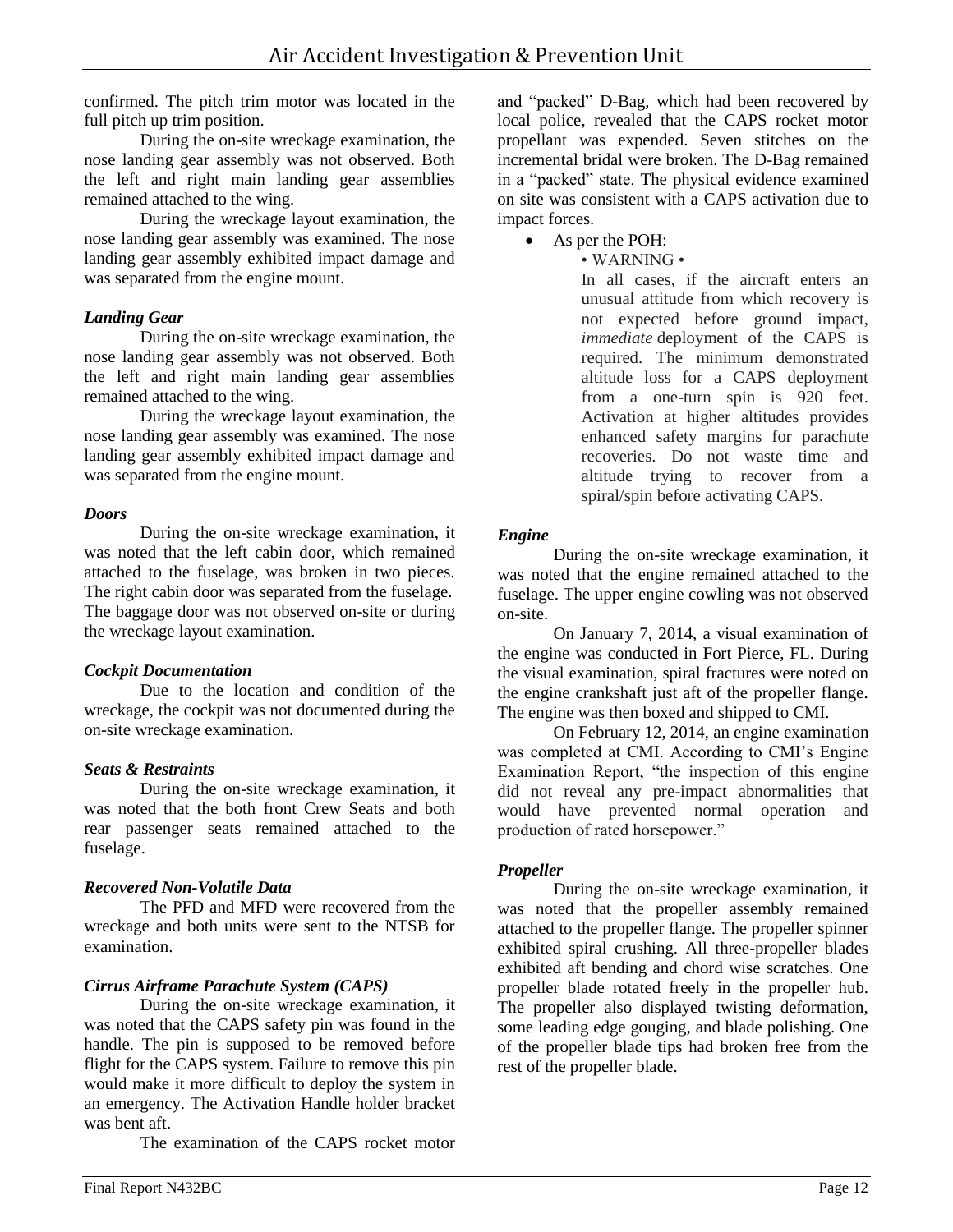confirmed. The pitch trim motor was located in the full pitch up trim position.

During the on-site wreckage examination, the nose landing gear assembly was not observed. Both the left and right main landing gear assemblies remained attached to the wing.

During the wreckage layout examination, the nose landing gear assembly was examined. The nose landing gear assembly exhibited impact damage and was separated from the engine mount.

***Landing Gear***

During the on-site wreckage examination, the nose landing gear assembly was not observed. Both the left and right main landing gear assemblies remained attached to the wing.

During the wreckage layout examination, the nose landing gear assembly was examined. The nose landing gear assembly exhibited impact damage and was separated from the engine mount.

***Doors***

During the on-site wreckage examination, it was noted that the left cabin door, which remained attached to the fuselage, was broken in two pieces. The right cabin door was separated from the fuselage. The baggage door was not observed on-site or during the wreckage layout examination.

***Cockpit Documentation***

Due to the location and condition of the wreckage, the cockpit was not documented during the on-site wreckage examination.

***Seats & Restraints***

During the on-site wreckage examination, it was noted that the both front Crew Seats and both rear passenger seats remained attached to the fuselage.

***Recovered Non-Volatile Data***

The PFD and MFD were recovered from the wreckage and both units were sent to the NTSB for examination.

***Cirrus Airframe Parachute System (CAPS)***

During the on-site wreckage examination, it was noted that the CAPS safety pin was found in the handle. The pin is supposed to be removed before flight for the CAPS system. Failure to remove this pin would make it more difficult to deploy the system in an emergency. The Activation Handle holder bracket was bent aft.

The examination of the CAPS rocket motor and "packed" D-Bag, which had been recovered by local police, revealed that the CAPS rocket motor propellant was expended. Seven stitches on the incremental bridal were broken. The D-Bag remained in a "packed" state. The physical evidence examined on site was consistent with a CAPS activation due to impact forces.

- As per the POH:

  • WARNING •

  In all cases, if the aircraft enters an unusual attitude from which recovery is not expected before ground impact, *immediate* deployment of the CAPS is required. The minimum demonstrated altitude loss for a CAPS deployment from a one-turn spin is 920 feet. Activation at higher altitudes provides enhanced safety margins for parachute recoveries. Do not waste time and altitude trying to recover from a spiral/spin before activating CAPS.

***Engine***

During the on-site wreckage examination, it was noted that the engine remained attached to the fuselage. The upper engine cowling was not observed on-site.

On January 7, 2014, a visual examination of the engine was conducted in Fort Pierce, FL. During the visual examination, spiral fractures were noted on the engine crankshaft just aft of the propeller flange. The engine was then boxed and shipped to CMI.

On February 12, 2014, an engine examination was completed at CMI. According to CMI's Engine Examination Report, "the inspection of this engine did not reveal any pre-impact abnormalities that would have prevented normal operation and production of rated horsepower."

***Propeller***

During the on-site wreckage examination, it was noted that the propeller assembly remained attached to the propeller flange. The propeller spinner exhibited spiral crushing. All three-propeller blades exhibited aft bending and chord wise scratches. One propeller blade rotated freely in the propeller hub. The propeller also displayed twisting deformation, some leading edge gouging, and blade polishing. One of the propeller blade tips had broken free from the rest of the propeller blade.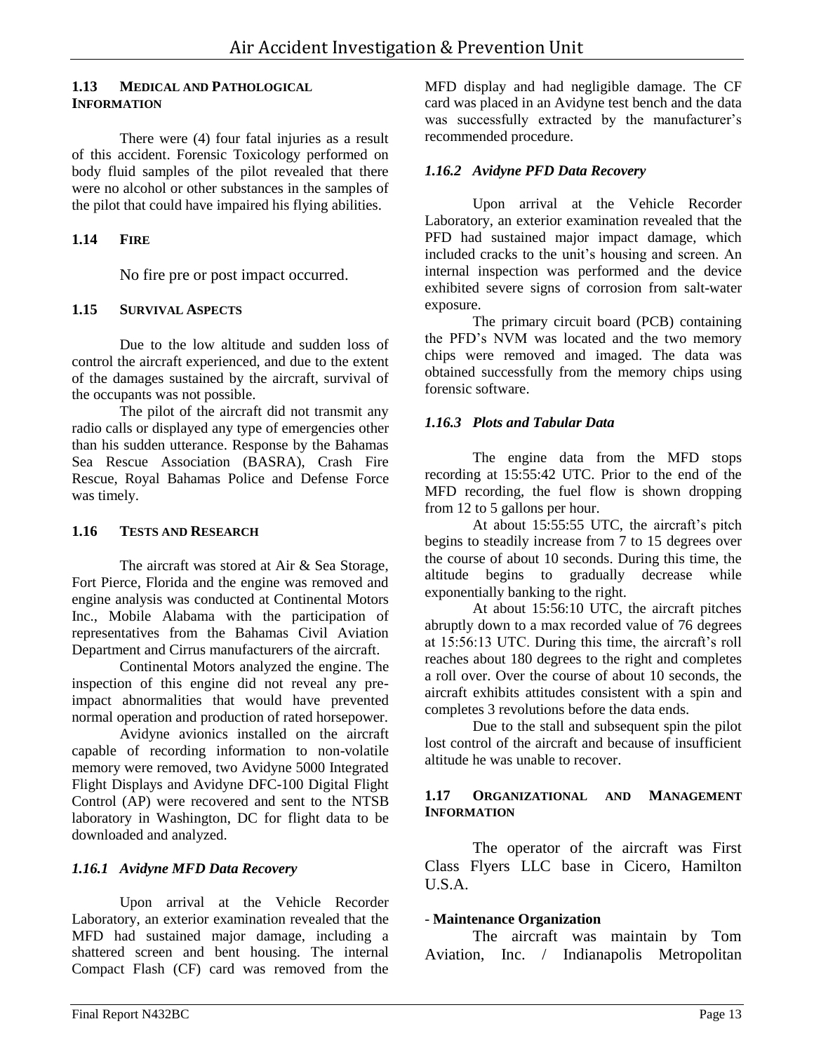### 1.13 MEDICAL AND PATHOLOGICAL INFORMATION

There were (4) four fatal injuries as a result of this accident. Forensic Toxicology performed on body fluid samples of the pilot revealed that there were no alcohol or other substances in the samples of the pilot that could have impaired his flying abilities.

### 1.14 FIRE

No fire pre or post impact occurred.

### 1.15 SURVIVAL ASPECTS

Due to the low altitude and sudden loss of control the aircraft experienced, and due to the extent of the damages sustained by the aircraft, survival of the occupants was not possible.

The pilot of the aircraft did not transmit any radio calls or displayed any type of emergencies other than his sudden utterance. Response by the Bahamas Sea Rescue Association (BASRA), Crash Fire Rescue, Royal Bahamas Police and Defense Force was timely.

### 1.16 TESTS AND RESEARCH

The aircraft was stored at Air & Sea Storage, Fort Pierce, Florida and the engine was removed and engine analysis was conducted at Continental Motors Inc., Mobile Alabama with the participation of representatives from the Bahamas Civil Aviation Department and Cirrus manufacturers of the aircraft.

Continental Motors analyzed the engine. The inspection of this engine did not reveal any pre-impact abnormalities that would have prevented normal operation and production of rated horsepower.

Avidyne avionics installed on the aircraft capable of recording information to non-volatile memory were removed, two Avidyne 5000 Integrated Flight Displays and Avidyne DFC-100 Digital Flight Control (AP) were recovered and sent to the NTSB laboratory in Washington, DC for flight data to be downloaded and analyzed.

#### *1.16.1 Avidyne MFD Data Recovery*

Upon arrival at the Vehicle Recorder Laboratory, an exterior examination revealed that the MFD had sustained major damage, including a shattered screen and bent housing. The internal Compact Flash (CF) card was removed from the MFD display and had negligible damage. The CF card was placed in an Avidyne test bench and the data was successfully extracted by the manufacturer's recommended procedure.

#### *1.16.2 Avidyne PFD Data Recovery*

Upon arrival at the Vehicle Recorder Laboratory, an exterior examination revealed that the PFD had sustained major impact damage, which included cracks to the unit's housing and screen. An internal inspection was performed and the device exhibited severe signs of corrosion from salt-water exposure.

The primary circuit board (PCB) containing the PFD's NVM was located and the two memory chips were removed and imaged. The data was obtained successfully from the memory chips using forensic software.

#### *1.16.3 Plots and Tabular Data*

The engine data from the MFD stops recording at 15:55:42 UTC. Prior to the end of the MFD recording, the fuel flow is shown dropping from 12 to 5 gallons per hour.

At about 15:55:55 UTC, the aircraft's pitch begins to steadily increase from 7 to 15 degrees over the course of about 10 seconds. During this time, the altitude begins to gradually decrease while exponentially banking to the right.

At about 15:56:10 UTC, the aircraft pitches abruptly down to a max recorded value of 76 degrees at 15:56:13 UTC. During this time, the aircraft's roll reaches about 180 degrees to the right and completes a roll over. Over the course of about 10 seconds, the aircraft exhibits attitudes consistent with a spin and completes 3 revolutions before the data ends.

Due to the stall and subsequent spin the pilot lost control of the aircraft and because of insufficient altitude he was unable to recover.

### 1.17 ORGANIZATIONAL AND MANAGEMENT INFORMATION

The operator of the aircraft was First Class Flyers LLC base in Cicero, Hamilton U.S.A.

- **Maintenance Organization**

The aircraft was maintain by Tom Aviation, Inc. / Indianapolis Metropolitan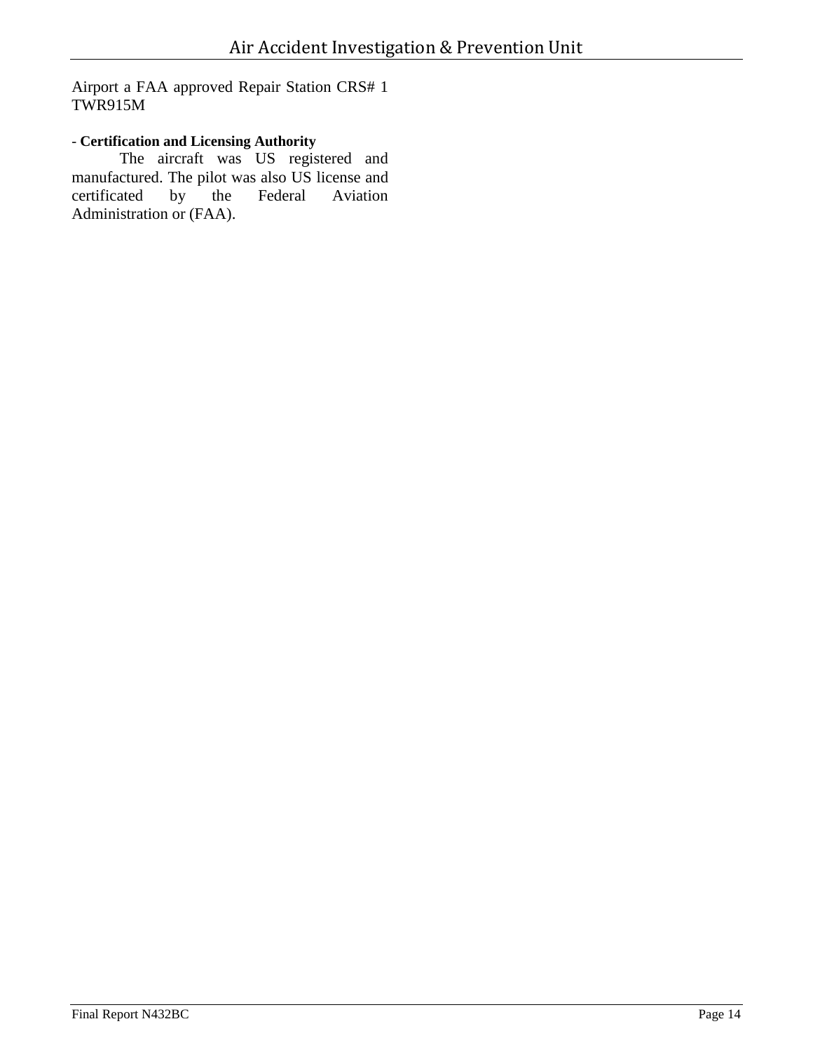Airport a FAA approved Repair Station CRS# 1 TWR915M

- **Certification and Licensing Authority**

The aircraft was US registered and manufactured. The pilot was also US license and certificated by the Federal Aviation Administration or (FAA).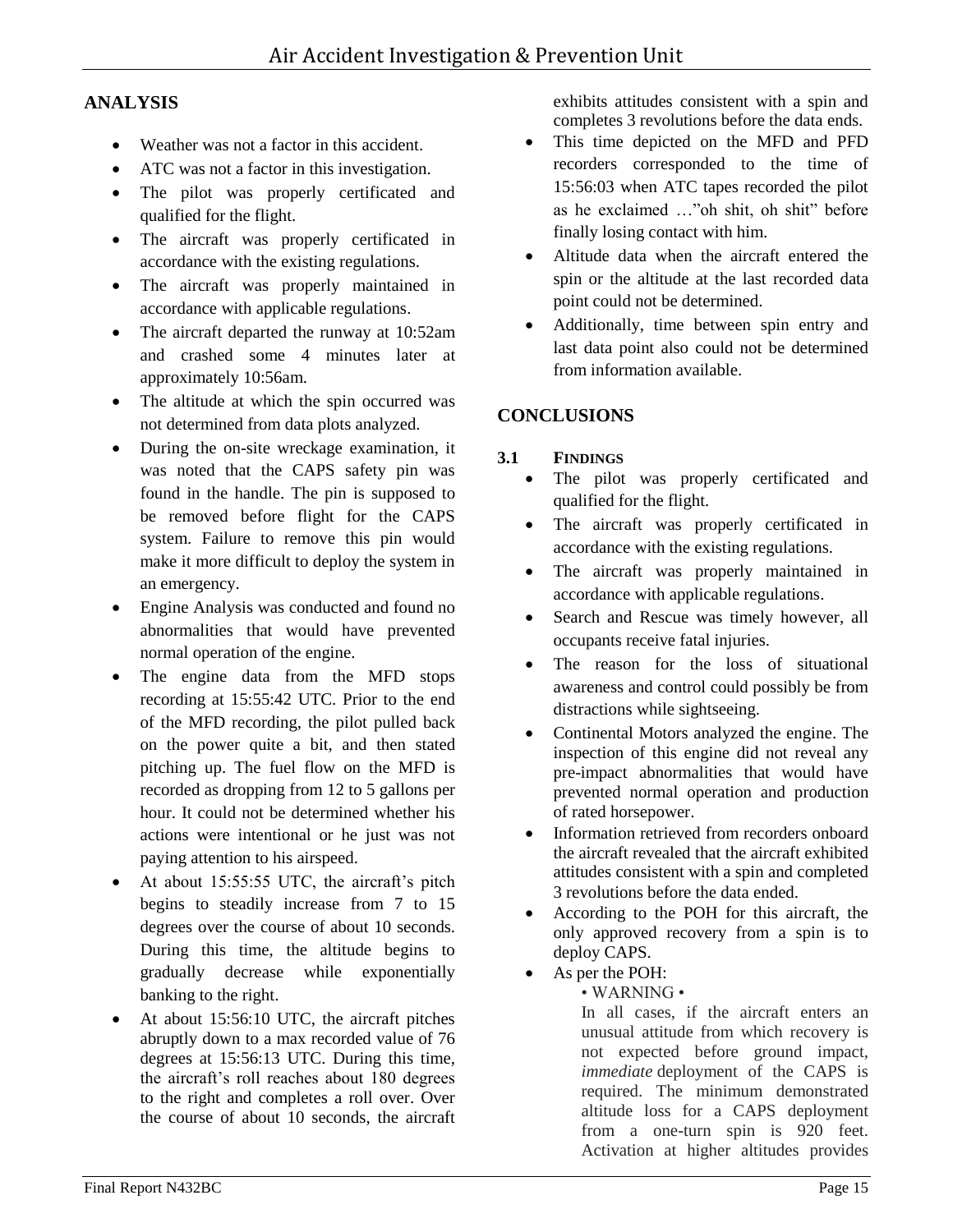## ANALYSIS

- Weather was not a factor in this accident.
- ATC was not a factor in this investigation.
- The pilot was properly certificated and qualified for the flight.
- The aircraft was properly certificated in accordance with the existing regulations.
- The aircraft was properly maintained in accordance with applicable regulations.
- The aircraft departed the runway at 10:52am and crashed some 4 minutes later at approximately 10:56am.
- The altitude at which the spin occurred was not determined from data plots analyzed.
- During the on-site wreckage examination, it was noted that the CAPS safety pin was found in the handle. The pin is supposed to be removed before flight for the CAPS system. Failure to remove this pin would make it more difficult to deploy the system in an emergency.
- Engine Analysis was conducted and found no abnormalities that would have prevented normal operation of the engine.
- The engine data from the MFD stops recording at 15:55:42 UTC. Prior to the end of the MFD recording, the pilot pulled back on the power quite a bit, and then stated pitching up. The fuel flow on the MFD is recorded as dropping from 12 to 5 gallons per hour. It could not be determined whether his actions were intentional or he just was not paying attention to his airspeed.
- At about 15:55:55 UTC, the aircraft's pitch begins to steadily increase from 7 to 15 degrees over the course of about 10 seconds. During this time, the altitude begins to gradually decrease while exponentially banking to the right.
- At about 15:56:10 UTC, the aircraft pitches abruptly down to a max recorded value of 76 degrees at 15:56:13 UTC. During this time, the aircraft's roll reaches about 180 degrees to the right and completes a roll over. Over the course of about 10 seconds, the aircraft exhibits attitudes consistent with a spin and completes 3 revolutions before the data ends.
- This time depicted on the MFD and PFD recorders corresponded to the time of 15:56:03 when ATC tapes recorded the pilot as he exclaimed …"oh shit, oh shit" before finally losing contact with him.
- Altitude data when the aircraft entered the spin or the altitude at the last recorded data point could not be determined.
- Additionally, time between spin entry and last data point also could not be determined from information available.

## CONCLUSIONS

### 3.1 FINDINGS

- The pilot was properly certificated and qualified for the flight.
- The aircraft was properly certificated in accordance with the existing regulations.
- The aircraft was properly maintained in accordance with applicable regulations.
- Search and Rescue was timely however, all occupants receive fatal injuries.
- The reason for the loss of situational awareness and control could possibly be from distractions while sightseeing.
- Continental Motors analyzed the engine. The inspection of this engine did not reveal any pre-impact abnormalities that would have prevented normal operation and production of rated horsepower.
- Information retrieved from recorders onboard the aircraft revealed that the aircraft exhibited attitudes consistent with a spin and completed 3 revolutions before the data ended.
- According to the POH for this aircraft, the only approved recovery from a spin is to deploy CAPS.
- As per the POH:

  • WARNING •

  In all cases, if the aircraft enters an unusual attitude from which recovery is not expected before ground impact, *immediate* deployment of the CAPS is required. The minimum demonstrated altitude loss for a CAPS deployment from a one-turn spin is 920 feet. Activation at higher altitudes provides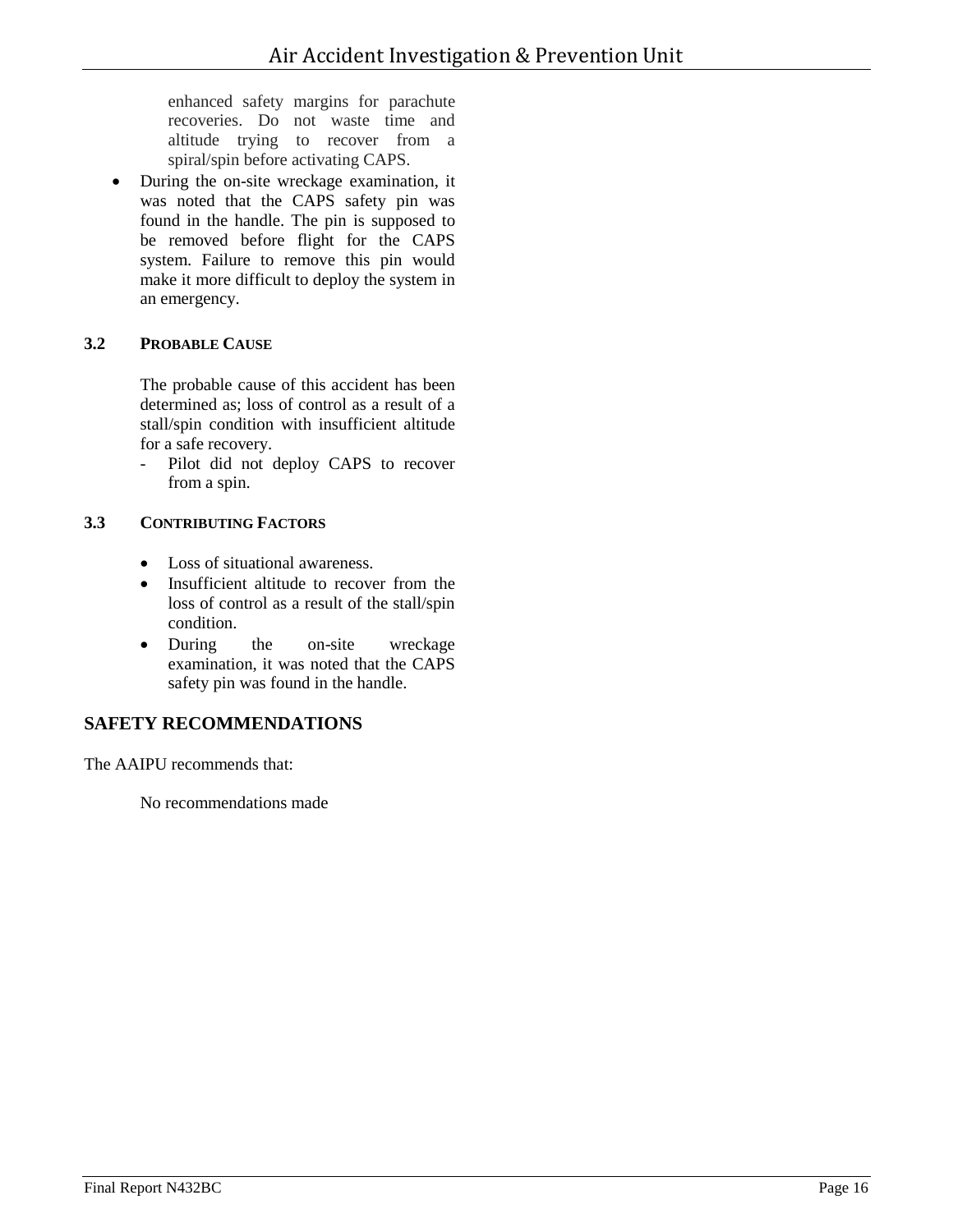enhanced safety margins for parachute recoveries. Do not waste time and altitude trying to recover from a spiral/spin before activating CAPS.

- During the on-site wreckage examination, it was noted that the CAPS safety pin was found in the handle. The pin is supposed to be removed before flight for the CAPS system. Failure to remove this pin would make it more difficult to deploy the system in an emergency.

### 3.2 PROBABLE CAUSE

The probable cause of this accident has been determined as; loss of control as a result of a stall/spin condition with insufficient altitude for a safe recovery.

- Pilot did not deploy CAPS to recover from a spin.

### 3.3 CONTRIBUTING FACTORS

- Loss of situational awareness.
- Insufficient altitude to recover from the loss of control as a result of the stall/spin condition.
- During the on-site wreckage examination, it was noted that the CAPS safety pin was found in the handle.

## SAFETY RECOMMENDATIONS

The AAIPU recommends that:

No recommendations made